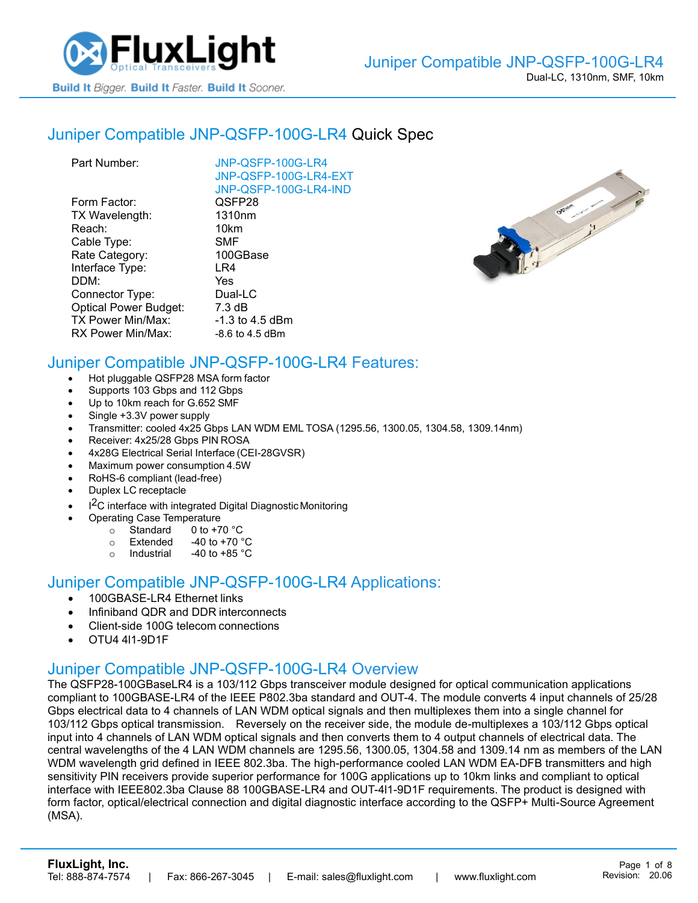# Juniper Compatible JNP-QSFP-100G-LR4

Dual-LC, 1310nm, SMF, 10km

## Juniper Compatible JNP-QSFP-100G-LR4 Quick Spec

| | |
|---|---|
| Part Number: | JNP-QSFP-100G-LR4<br>JNP-QSFP-100G-LR4-EXT<br>JNP-QSFP-100G-LR4-IND |
| Form Factor: | QSFP28 |
| TX Wavelength: | 1310nm |
| Reach: | 10km |
| Cable Type: | SMF |
| Rate Category: | 100GBase |
| Interface Type: | LR4 |
| DDM: | Yes |
| Connector Type: | Dual-LC |
| Optical Power Budget: | 7.3 dB |
| TX Power Min/Max: | -1.3 to 4.5 dBm |
| RX Power Min/Max: | -8.6 to 4.5 dBm |

## Juniper Compatible JNP-QSFP-100G-LR4 Features:

- Hot pluggable QSFP28 MSA form factor
- Supports 103 Gbps and 112 Gbps
- Up to 10km reach for G.652 SMF
- Single +3.3V power supply
- Transmitter: cooled 4x25 Gbps LAN WDM EML TOSA (1295.56, 1300.05, 1304.58, 1309.14nm)
- Receiver: 4x25/28 Gbps PIN ROSA
- 4x28G Electrical Serial Interface (CEI-28GVSR)
- Maximum power consumption 4.5W
- RoHS-6 compliant (lead-free)
- Duplex LC receptacle
- $I^2C$ interface with integrated Digital Diagnostic Monitoring
- Operating Case Temperature
  - Standard 0 to +70 °C
  - Extended -40 to +70 °C
  - Industrial -40 to +85 °C

## Juniper Compatible JNP-QSFP-100G-LR4 Applications:

- 100GBASE-LR4 Ethernet links
- Infiniband QDR and DDR interconnects
- Client-side 100G telecom connections
- OTU4 4I1-9D1F

## Juniper Compatible JNP-QSFP-100G-LR4 Overview

The QSFP28-100GBaseLR4 is a 103/112 Gbps transceiver module designed for optical communication applications compliant to 100GBASE-LR4 of the IEEE P802.3ba standard and OUT-4. The module converts 4 input channels of 25/28 Gbps electrical data to 4 channels of LAN WDM optical signals and then multiplexes them into a single channel for 103/112 Gbps optical transmission. Reversely on the receiver side, the module de-multiplexes a 103/112 Gbps optical input into 4 channels of LAN WDM optical signals and then converts them to 4 output channels of electrical data. The central wavelengths of the 4 LAN WDM channels are 1295.56, 1300.05, 1304.58 and 1309.14 nm as members of the LAN WDM wavelength grid defined in IEEE 802.3ba. The high-performance cooled LAN WDM EA-DFB transmitters and high sensitivity PIN receivers provide superior performance for 100G applications up to 10km links and compliant to optical interface with IEEE802.3ba Clause 88 100GBASE-LR4 and OUT-4I1-9D1F requirements. The product is designed with form factor, optical/electrical connection and digital diagnostic interface according to the QSFP+ Multi-Source Agreement (MSA).

**FluxLight, Inc.**
Tel: 888-874-7574 | Fax: 866-267-3045 | E-mail: sales@fluxlight.com | www.fluxlight.com
Revision: 20.06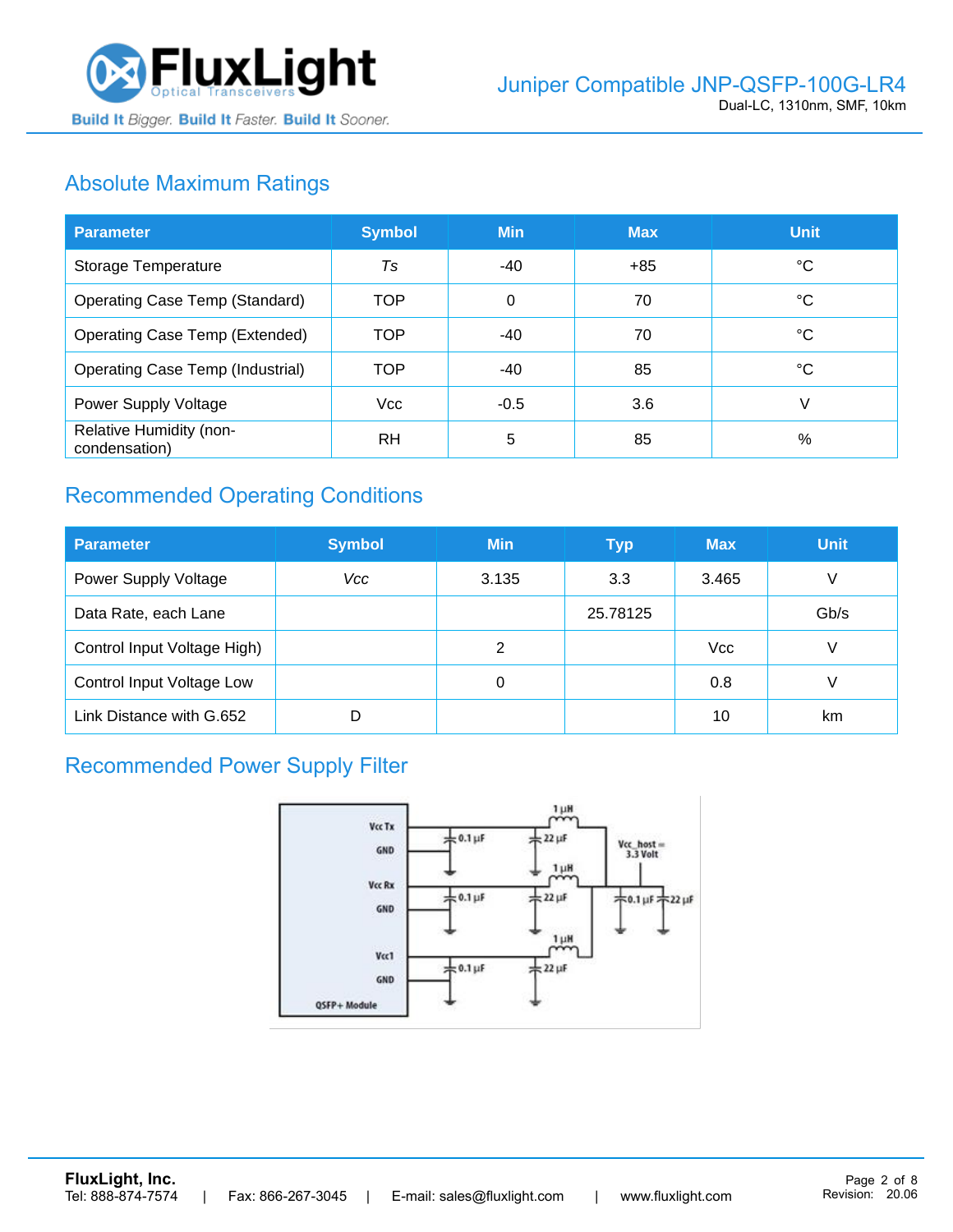## Absolute Maximum Ratings

| Parameter | Symbol | Min | Max | Unit |
|---|---|---|---|---|
| Storage Temperature | *Ts* | -40 | +85 | °C |
| Operating Case Temp (Standard) | TOP | 0 | 70 | °C |
| Operating Case Temp (Extended) | TOP | -40 | 70 | °C |
| Operating Case Temp (Industrial) | TOP | -40 | 85 | °C |
| Power Supply Voltage | Vcc | -0.5 | 3.6 | V |
| Relative Humidity (non-condensation) | RH | 5 | 85 | % |

## Recommended Operating Conditions

| Parameter | Symbol | Min | Typ | Max | Unit |
|---|---|---|---|---|---|
| Power Supply Voltage | *Vcc* | 3.135 | 3.3 | 3.465 | V |
| Data Rate, each Lane | | | 25.78125 | | Gb/s |
| Control Input Voltage High) | | 2 | | Vcc | V |
| Control Input Voltage Low | | 0 | | 0.8 | V |
| Link Distance with G.652 | D | | | 10 | km |

## Recommended Power Supply Filter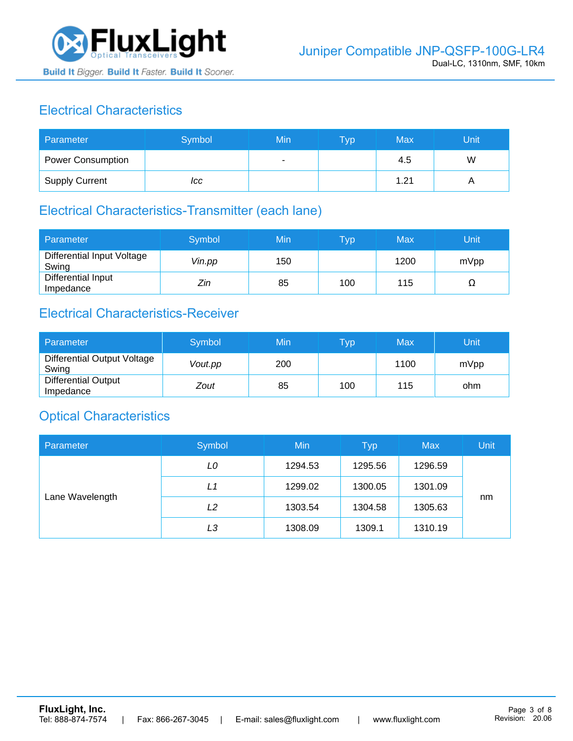## Electrical Characteristics

| Parameter | Symbol | Min | Typ | Max | Unit |
|---|---|---|---|---|---|
| Power Consumption | | - | | 4.5 | W |
| Supply Current | *Icc* | | | 1.21 | A |

## Electrical Characteristics-Transmitter (each lane)

| Parameter | Symbol | Min | Typ | Max | Unit |
|---|---|---|---|---|---|
| Differential Input Voltage Swing | *Vin.pp* | 150 | | 1200 | mVpp |
| Differential Input Impedance | *Zin* | 85 | 100 | 115 | Ω |

## Electrical Characteristics-Receiver

| Parameter | Symbol | Min | Typ | Max | Unit |
|---|---|---|---|---|---|
| Differential Output Voltage Swing | *Vout.pp* | 200 | | 1100 | mVpp |
| Differential Output Impedance | *Zout* | 85 | 100 | 115 | ohm |

## Optical Characteristics

| Parameter | Symbol | Min | Typ | Max | Unit |
|---|---|---|---|---|---|
| Lane Wavelength | *L0* | 1294.53 | 1295.56 | 1296.59 | nm |
| | *L1* | 1299.02 | 1300.05 | 1301.09 | |
| | *L2* | 1303.54 | 1304.58 | 1305.63 | |
| | *L3* | 1308.09 | 1309.1 | 1310.19 | |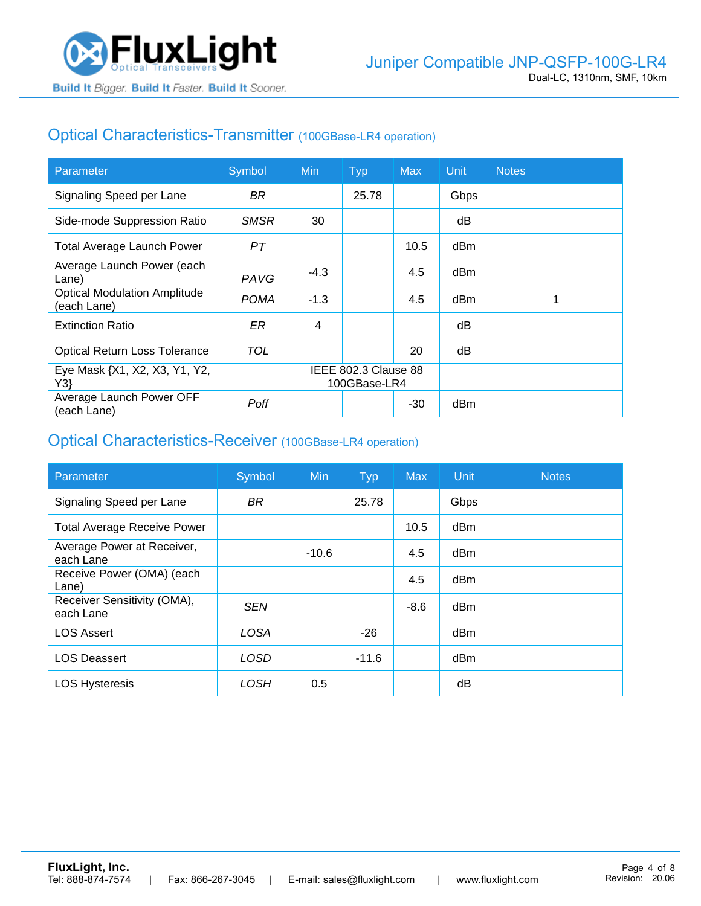## Optical Characteristics-Transmitter (100GBase-LR4 operation)

| Parameter | Symbol | Min | Typ | Max | Unit | Notes |
|---|---|---|---|---|---|---|
| Signaling Speed per Lane | *BR* | | 25.78 | | Gbps | |
| Side-mode Suppression Ratio | *SMSR* | 30 | | | dB | |
| Total Average Launch Power | *PT* | | | 10.5 | dBm | |
| Average Launch Power (each Lane) | *PAVG* | -4.3 | | 4.5 | dBm | |
| Optical Modulation Amplitude (each Lane) | *POMA* | -1.3 | | 4.5 | dBm | 1 |
| Extinction Ratio | *ER* | 4 | | | dB | |
| Optical Return Loss Tolerance | *TOL* | | | 20 | dB | |
| Eye Mask {X1, X2, X3, Y1, Y2, Y3} | | IEEE 802.3 Clause 88 100GBase-LR4 | | | | |
| Average Launch Power OFF (each Lane) | *Poff* | | | -30 | dBm | |

## Optical Characteristics-Receiver (100GBase-LR4 operation)

| Parameter | Symbol | Min | Typ | Max | Unit | Notes |
|---|---|---|---|---|---|---|
| Signaling Speed per Lane | *BR* | | 25.78 | | Gbps | |
| Total Average Receive Power | | | | 10.5 | dBm | |
| Average Power at Receiver, each Lane | | -10.6 | | 4.5 | dBm | |
| Receive Power (OMA) (each Lane) | | | | 4.5 | dBm | |
| Receiver Sensitivity (OMA), each Lane | *SEN* | | | -8.6 | dBm | |
| LOS Assert | *LOSA* | | -26 | | dBm | |
| LOS Deassert | *LOSD* | | -11.6 | | dBm | |
| LOS Hysteresis | *LOSH* | 0.5 | | | dB | |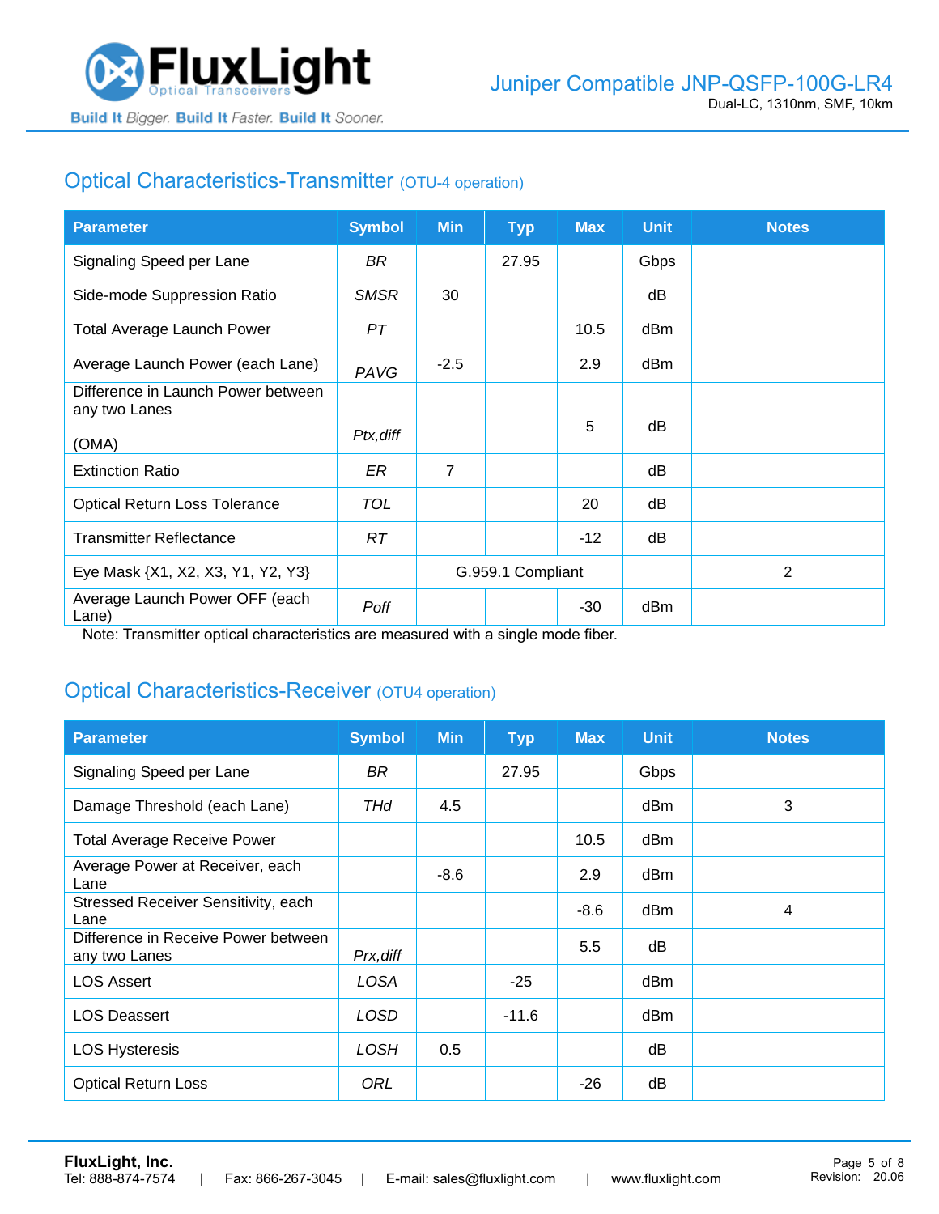## Optical Characteristics-Transmitter (OTU-4 operation)

| Parameter | Symbol | Min | Typ | Max | Unit | Notes |
|---|---|---|---|---|---|---|
| Signaling Speed per Lane | *BR* | | 27.95 | | Gbps | |
| Side-mode Suppression Ratio | *SMSR* | 30 | | | dB | |
| Total Average Launch Power | *PT* | | | 10.5 | dBm | |
| Average Launch Power (each Lane) | *PAVG* | -2.5 | | 2.9 | dBm | |
| Difference in Launch Power between any two Lanes (OMA) | *Ptx,diff* | | | 5 | dB | |
| Extinction Ratio | *ER* | 7 | | | dB | |
| Optical Return Loss Tolerance | *TOL* | | | 20 | dB | |
| Transmitter Reflectance | *RT* | | | -12 | dB | |
| Eye Mask {X1, X2, X3, Y1, Y2, Y3} | | G.959.1 Compliant | | | | 2 |
| Average Launch Power OFF (each Lane) | *Poff* | | | -30 | dBm | |

Note: Transmitter optical characteristics are measured with a single mode fiber.

## Optical Characteristics-Receiver (OTU4 operation)

| Parameter | Symbol | Min | Typ | Max | Unit | Notes |
|---|---|---|---|---|---|---|
| Signaling Speed per Lane | *BR* | | 27.95 | | Gbps | |
| Damage Threshold (each Lane) | *THd* | 4.5 | | | dBm | 3 |
| Total Average Receive Power | | | | 10.5 | dBm | |
| Average Power at Receiver, each Lane | | -8.6 | | 2.9 | dBm | |
| Stressed Receiver Sensitivity, each Lane | | | | -8.6 | dBm | 4 |
| Difference in Receive Power between any two Lanes | *Prx,diff* | | | 5.5 | dB | |
| LOS Assert | *LOSA* | | -25 | | dBm | |
| LOS Deassert | *LOSD* | | -11.6 | | dBm | |
| LOS Hysteresis | *LOSH* | 0.5 | | | dB | |
| Optical Return Loss | *ORL* | | | -26 | dB | |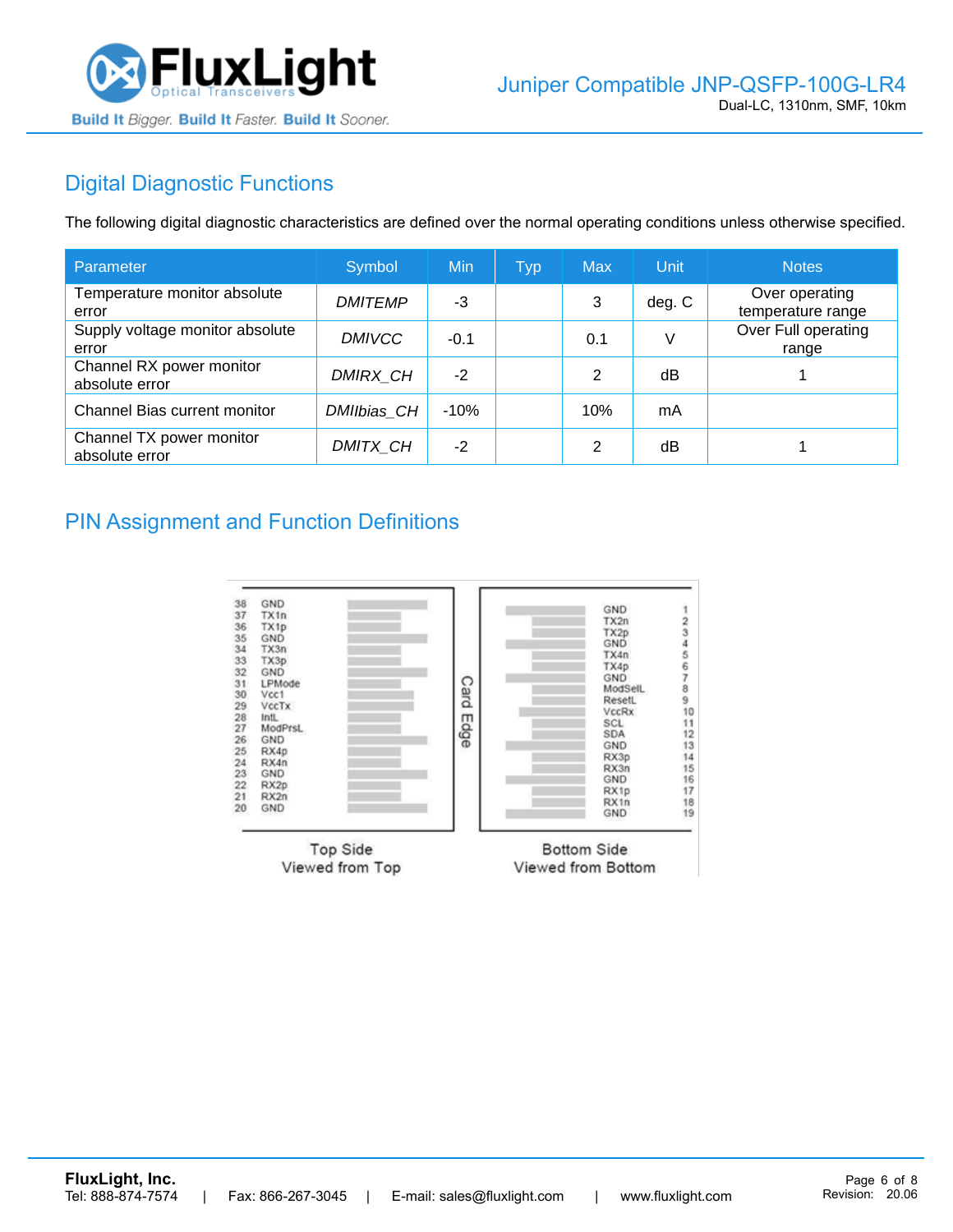## Digital Diagnostic Functions

The following digital diagnostic characteristics are defined over the normal operating conditions unless otherwise specified.

| Parameter | Symbol | Min | Typ | Max | Unit | Notes |
|---|---|---|---|---|---|---|
| Temperature monitor absolute error | *DMITEMP* | -3 | | 3 | deg. C | Over operating temperature range |
| Supply voltage monitor absolute error | *DMIVCC* | -0.1 | | 0.1 | V | Over Full operating range |
| Channel RX power monitor absolute error | *DMIRX_CH* | -2 | | 2 | dB | 1 |
| Channel Bias current monitor | *DMIIbias_CH* | -10% | | 10% | mA | |
| Channel TX power monitor absolute error | *DMITX_CH* | -2 | | 2 | dB | 1 |

## PIN Assignment and Function Definitions

| Pin | Top Side (Viewed from Top) | Pin | Bottom Side (Viewed from Bottom) |
|---|---|---|---|
| 38 | GND | 1 | GND |
| 37 | TX1n | 2 | TX2n |
| 36 | TX1p | 3 | TX2p |
| 35 | GND | 4 | GND |
| 34 | TX3n | 5 | TX4n |
| 33 | TX3p | 6 | TX4p |
| 32 | GND | 7 | GND |
| 31 | LPMode | 8 | ModSelL |
| 30 | Vcc1 | 9 | ResetL |
| 29 | VccTx | 10 | VccRx |
| 28 | IntL | 11 | SCL |
| 27 | ModPrsL | 12 | SDA |
| 26 | GND | 13 | GND |
| 25 | RX4p | 14 | RX3p |
| 24 | RX4n | 15 | RX3n |
| 23 | GND | 16 | GND |
| 22 | RX2p | 17 | RX1p |
| 21 | RX2n | 18 | RX1n |
| 20 | GND | 19 | GND |

Card Edge

Top Side
Viewed from Top

Bottom Side
Viewed from Bottom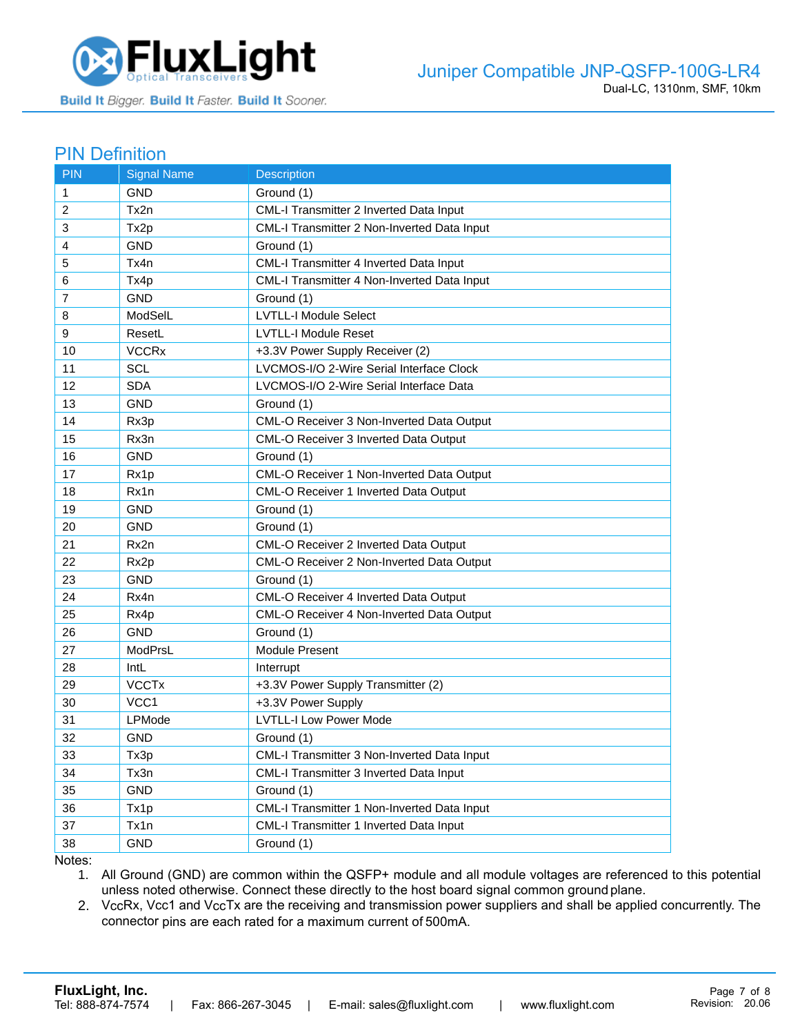## PIN Definition

| PIN | Signal Name | Description |
|---|---|---|
| 1 | GND | Ground (1) |
| 2 | Tx2n | CML-I Transmitter 2 Inverted Data Input |
| 3 | Tx2p | CML-I Transmitter 2 Non-Inverted Data Input |
| 4 | GND | Ground (1) |
| 5 | Tx4n | CML-I Transmitter 4 Inverted Data Input |
| 6 | Tx4p | CML-I Transmitter 4 Non-Inverted Data Input |
| 7 | GND | Ground (1) |
| 8 | ModSelL | LVTLL-I Module Select |
| 9 | ResetL | LVTLL-I Module Reset |
| 10 | VCCRx | +3.3V Power Supply Receiver (2) |
| 11 | SCL | LVCMOS-I/O 2-Wire Serial Interface Clock |
| 12 | SDA | LVCMOS-I/O 2-Wire Serial Interface Data |
| 13 | GND | Ground (1) |
| 14 | Rx3p | CML-O Receiver 3 Non-Inverted Data Output |
| 15 | Rx3n | CML-O Receiver 3 Inverted Data Output |
| 16 | GND | Ground (1) |
| 17 | Rx1p | CML-O Receiver 1 Non-Inverted Data Output |
| 18 | Rx1n | CML-O Receiver 1 Inverted Data Output |
| 19 | GND | Ground (1) |
| 20 | GND | Ground (1) |
| 21 | Rx2n | CML-O Receiver 2 Inverted Data Output |
| 22 | Rx2p | CML-O Receiver 2 Non-Inverted Data Output |
| 23 | GND | Ground (1) |
| 24 | Rx4n | CML-O Receiver 4 Inverted Data Output |
| 25 | Rx4p | CML-O Receiver 4 Non-Inverted Data Output |
| 26 | GND | Ground (1) |
| 27 | ModPrsL | Module Present |
| 28 | IntL | Interrupt |
| 29 | VCCTx | +3.3V Power Supply Transmitter (2) |
| 30 | VCC1 | +3.3V Power Supply |
| 31 | LPMode | LVTLL-I Low Power Mode |
| 32 | GND | Ground (1) |
| 33 | Tx3p | CML-I Transmitter 3 Non-Inverted Data Input |
| 34 | Tx3n | CML-I Transmitter 3 Inverted Data Input |
| 35 | GND | Ground (1) |
| 36 | Tx1p | CML-I Transmitter 1 Non-Inverted Data Input |
| 37 | Tx1n | CML-I Transmitter 1 Inverted Data Input |
| 38 | GND | Ground (1) |

Notes:

1. All Ground (GND) are common within the QSFP+ module and all module voltages are referenced to this potential unless noted otherwise. Connect these directly to the host board signal common ground plane.
2. VccRx, Vcc1 and VccTx are the receiving and transmission power suppliers and shall be applied concurrently. The connector pins are each rated for a maximum current of 500mA.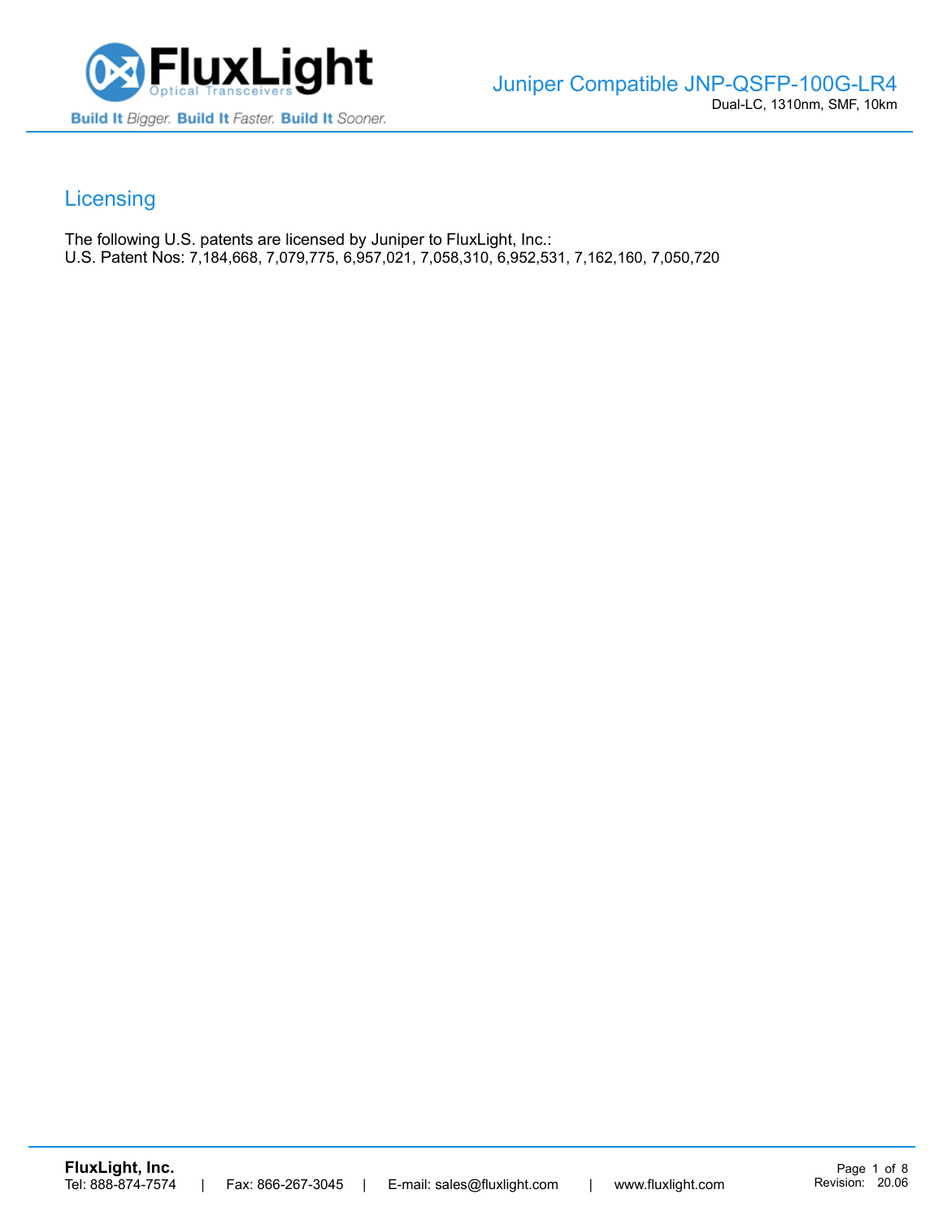## Licensing

The following U.S. patents are licensed by Juniper to FluxLight, Inc.:
U.S. Patent Nos: 7,184,668, 7,079,775, 6,957,021, 7,058,310, 6,952,531, 7,162,160, 7,050,720